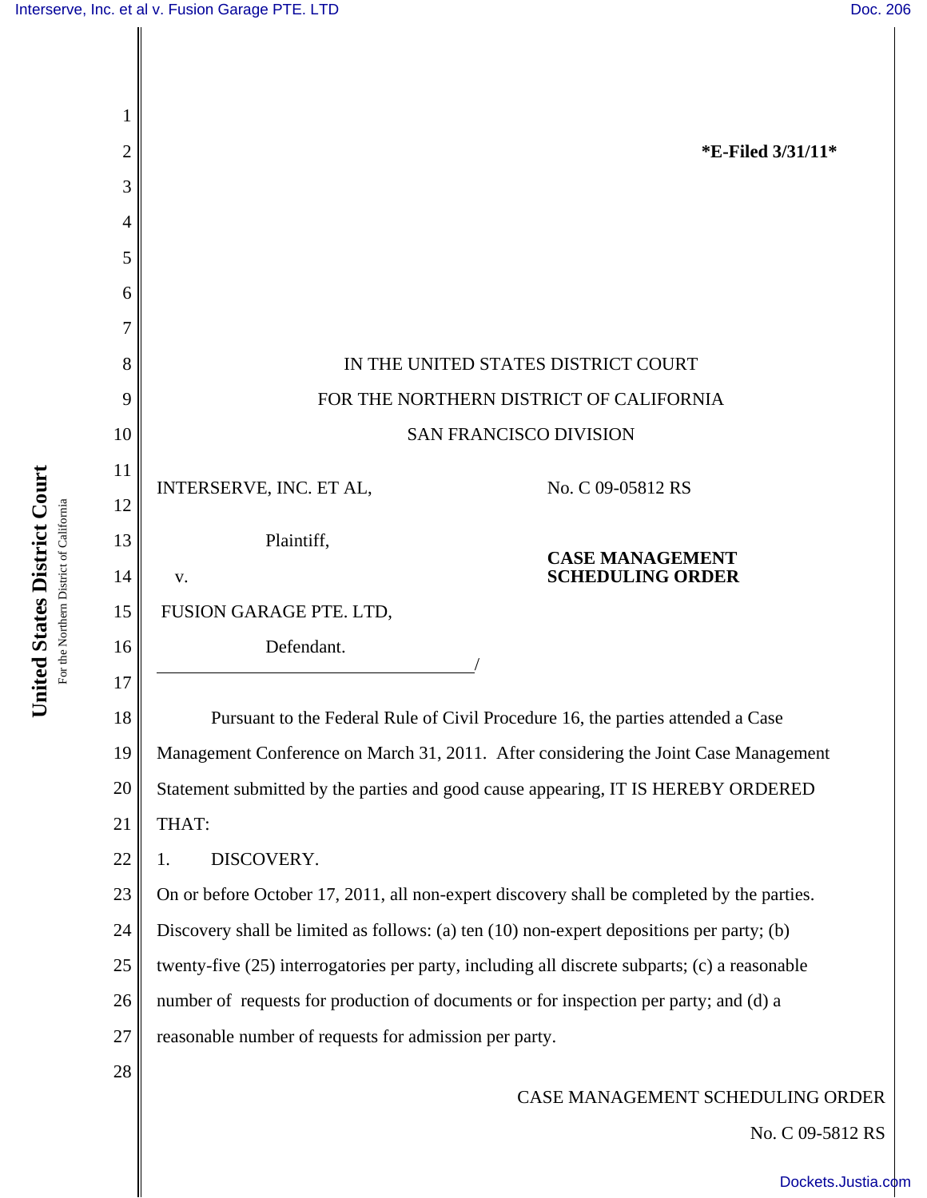**\*E-Filed 3/31/11\***

IN THE UNITED STATES DISTRICT COURT

FOR THE NORTHERN DISTRICT OF CALIFORNIA

SAN FRANCISCO DIVISION

INTERSERVE, INC. ET AL,

Plaintiff,

v.

FUSION GARAGE PTE. LTD,

Defendant.

No. C 09-05812 RS

**CASE MANAGEMENT SCHEDULING ORDER**

Pursuant to the Federal Rule of Civil Procedure 16, the parties attended a Case Management Conference on March 31, 2011. After considering the Joint Case Management Statement submitted by the parties and good cause appearing, IT IS HEREBY ORDERED THAT:

1. DISCOVERY.

On or before October 17, 2011, all non-expert discovery shall be completed by the parties. Discovery shall be limited as follows: (a) ten (10) non-expert depositions per party; (b) twenty-five (25) interrogatories per party, including all discrete subparts; (c) a reasonable number of requests for production of documents or for inspection per party; and (d) a reasonable number of requests for admission per party.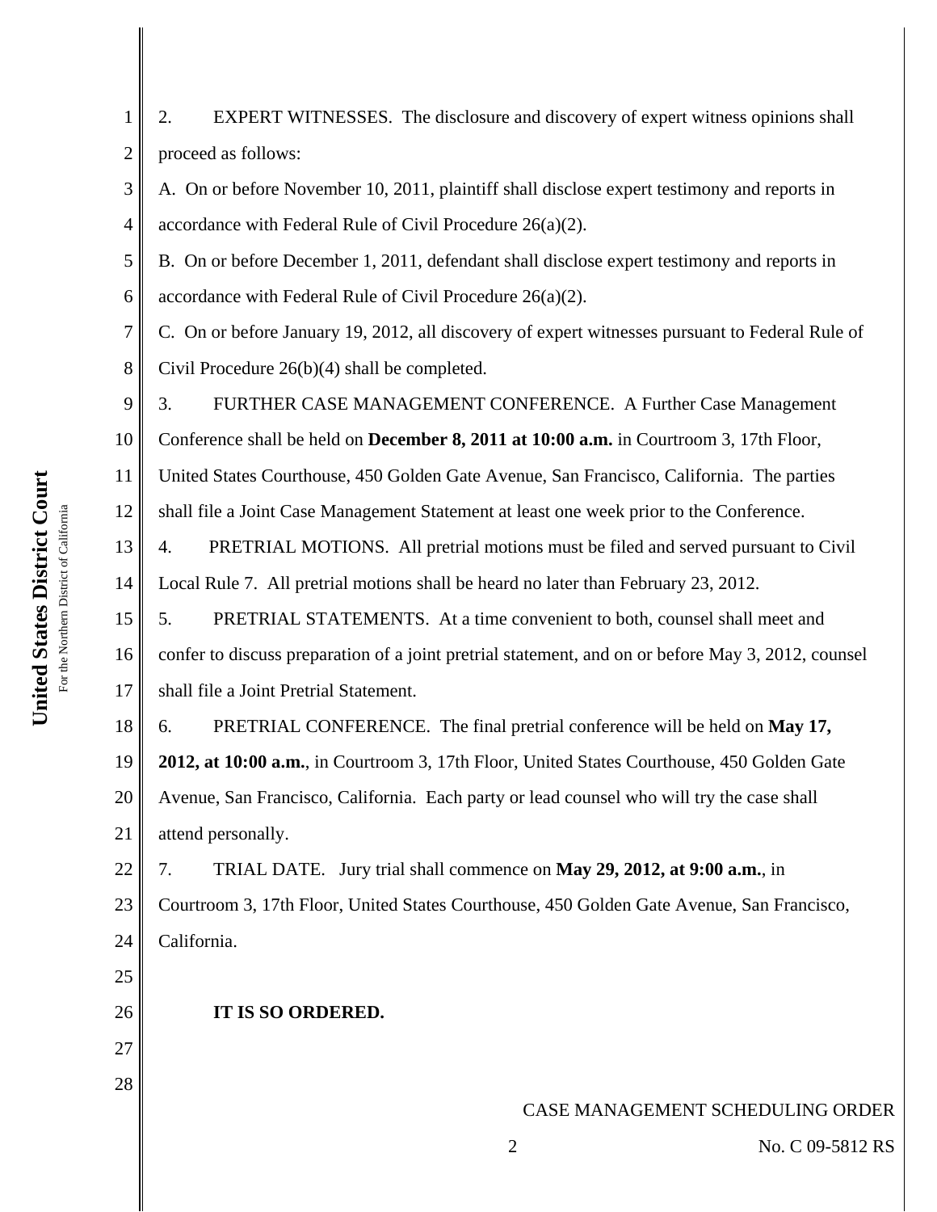2. EXPERT WITNESSES. The disclosure and discovery of expert witness opinions shall proceed as follows:

A. On or before November 10, 2011, plaintiff shall disclose expert testimony and reports in accordance with Federal Rule of Civil Procedure 26(a)(2).

B. On or before December 1, 2011, defendant shall disclose expert testimony and reports in accordance with Federal Rule of Civil Procedure 26(a)(2).

C. On or before January 19, 2012, all discovery of expert witnesses pursuant to Federal Rule of Civil Procedure 26(b)(4) shall be completed.

3. FURTHER CASE MANAGEMENT CONFERENCE. A Further Case Management Conference shall be held on **December 8, 2011 at 10:00 a.m.** in Courtroom 3, 17th Floor, United States Courthouse, 450 Golden Gate Avenue, San Francisco, California. The parties shall file a Joint Case Management Statement at least one week prior to the Conference.

4. PRETRIAL MOTIONS. All pretrial motions must be filed and served pursuant to Civil Local Rule 7. All pretrial motions shall be heard no later than February 23, 2012.

5. PRETRIAL STATEMENTS. At a time convenient to both, counsel shall meet and confer to discuss preparation of a joint pretrial statement, and on or before May 3, 2012, counsel shall file a Joint Pretrial Statement.

6. PRETRIAL CONFERENCE. The final pretrial conference will be held on **May 17, 2012, at 10:00 a.m.**, in Courtroom 3, 17th Floor, United States Courthouse, 450 Golden Gate Avenue, San Francisco, California. Each party or lead counsel who will try the case shall attend personally.

7. TRIAL DATE. Jury trial shall commence on **May 29, 2012, at 9:00 a.m.**, in Courtroom 3, 17th Floor, United States Courthouse, 450 Golden Gate Avenue, San Francisco, California.

**IT IS SO ORDERED.**

CASE MANAGEMENT SCHEDULING ORDER

No. C 09-5812 RS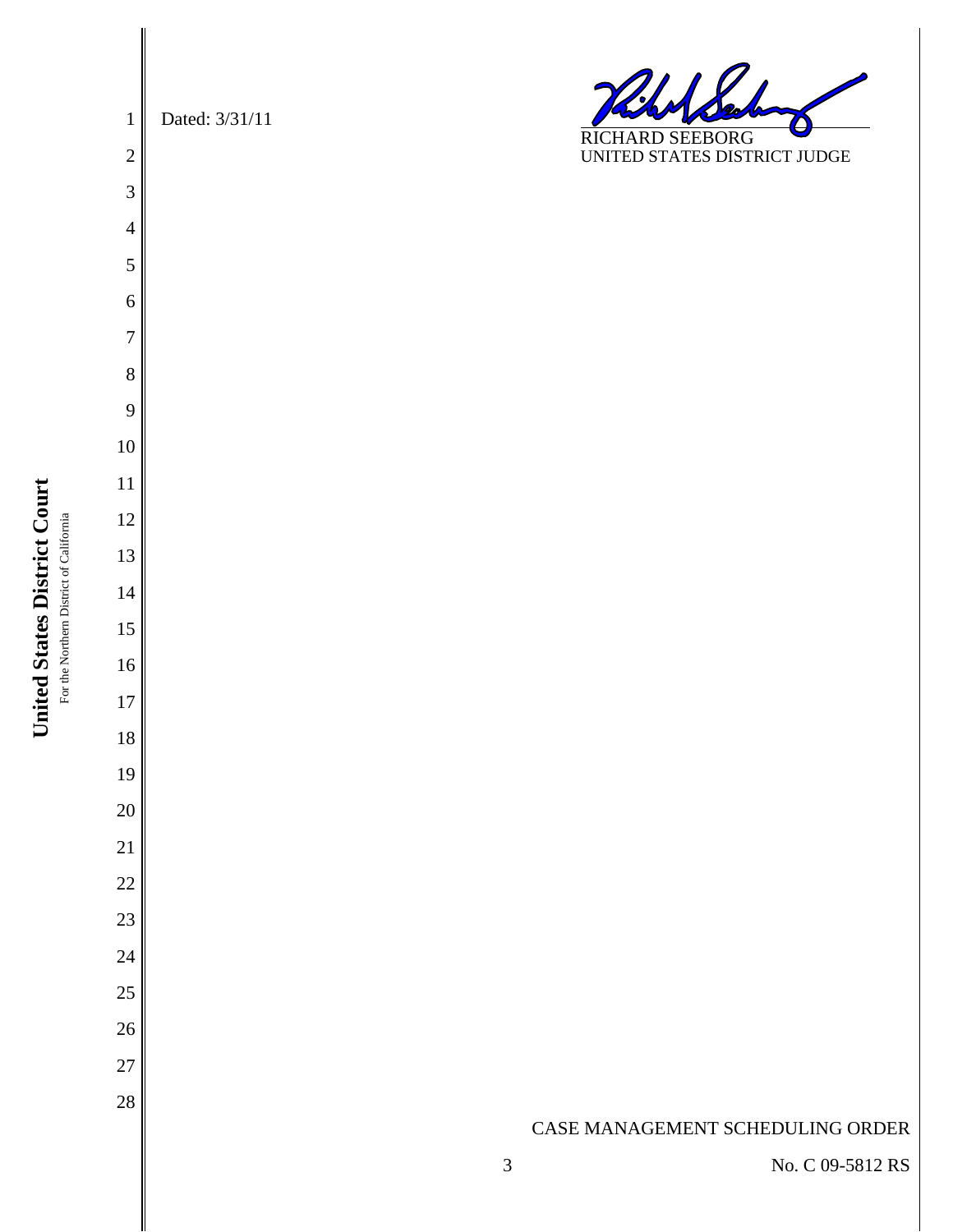Dated: 3/31/11

RICHARD SEEBORG
UNITED STATES DISTRICT JUDGE